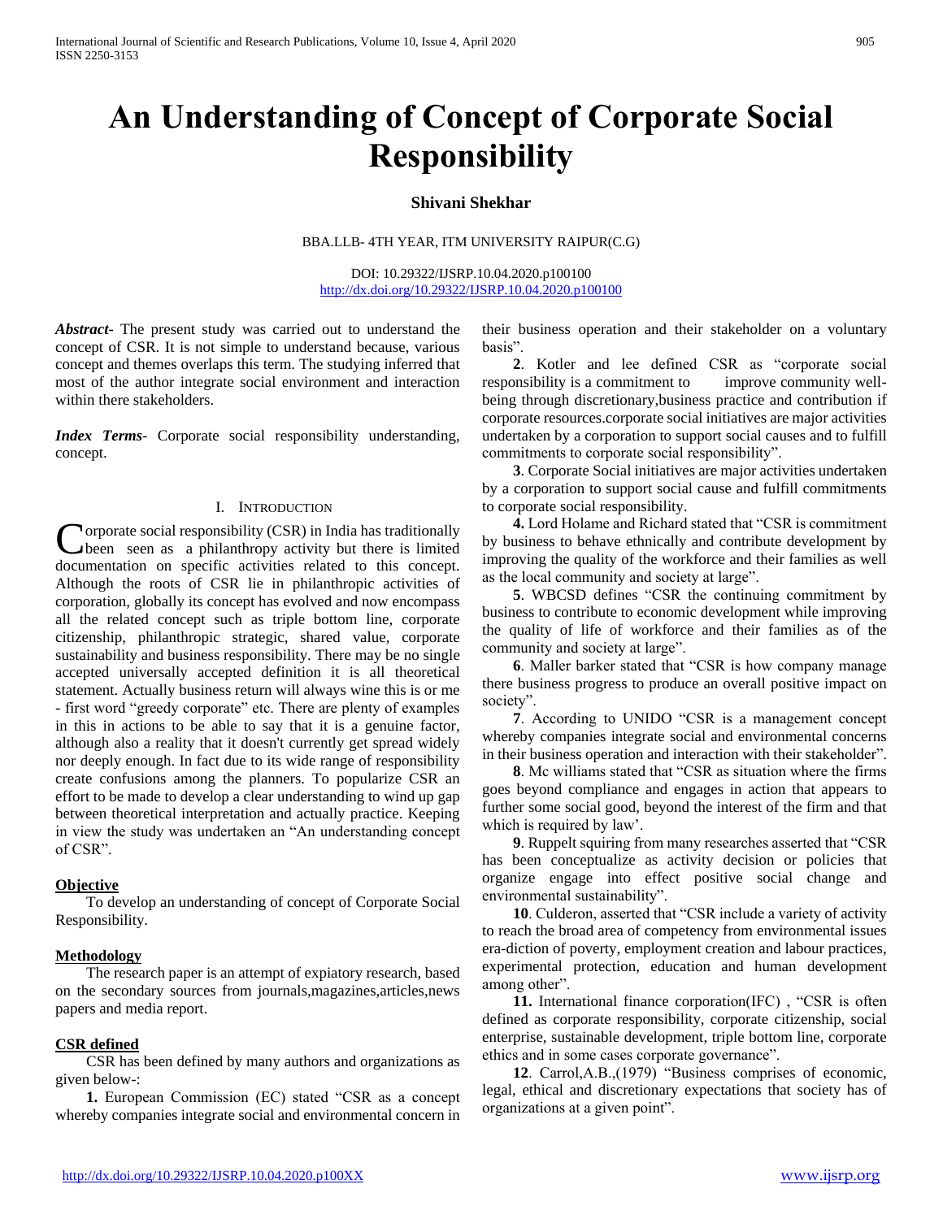# An Understanding of Concept of Corporate Social Responsibility

**Shivani Shekhar**

BBA.LLB- 4TH YEAR, ITM UNIVERSITY RAIPUR(C.G)

DOI: 10.29322/IJSRP.10.04.2020.p100100
http://dx.doi.org/10.29322/IJSRP.10.04.2020.p100100

***Abstract***- The present study was carried out to understand the concept of CSR. It is not simple to understand because, various concept and themes overlaps this term. The studying inferred that most of the author integrate social environment and interaction within there stakeholders.

***Index Terms***- Corporate social responsibility understanding, concept.

## I. Introduction

Corporate social responsibility (CSR) in India has traditionally been seen as a philanthropy activity but there is limited documentation on specific activities related to this concept. Although the roots of CSR lie in philanthropic activities of corporation, globally its concept has evolved and now encompass all the related concept such as triple bottom line, corporate citizenship, philanthropic strategic, shared value, corporate sustainability and business responsibility. There may be no single accepted universally accepted definition it is all theoretical statement. Actually business return will always wine this is or me - first word "greedy corporate" etc. There are plenty of examples in this in actions to be able to say that it is a genuine factor, although also a reality that it doesn't currently get spread widely nor deeply enough. In fact due to its wide range of responsibility create confusions among the planners. To popularize CSR an effort to be made to develop a clear understanding to wind up gap between theoretical interpretation and actually practice. Keeping in view the study was undertaken an "An understanding concept of CSR".

### Objective

To develop an understanding of concept of Corporate Social Responsibility.

### Methodology

The research paper is an attempt of expiatory research, based on the secondary sources from journals,magazines,articles,news papers and media report.

### CSR defined

CSR has been defined by many authors and organizations as given below-:

**1.** European Commission (EC) stated "CSR as a concept whereby companies integrate social and environmental concern in their business operation and their stakeholder on a voluntary basis".

**2**. Kotler and lee defined CSR as "corporate social responsibility is a commitment to improve community well-being through discretionary,business practice and contribution if corporate resources.corporate social initiatives are major activities undertaken by a corporation to support social causes and to fulfill commitments to corporate social responsibility".

**3**. Corporate Social initiatives are major activities undertaken by a corporation to support social cause and fulfill commitments to corporate social responsibility.

**4.** Lord Holame and Richard stated that "CSR is commitment by business to behave ethnically and contribute development by improving the quality of the workforce and their families as well as the local community and society at large".

**5**. WBCSD defines "CSR the continuing commitment by business to contribute to economic development while improving the quality of life of workforce and their families as of the community and society at large".

**6**. Maller barker stated that "CSR is how company manage there business progress to produce an overall positive impact on society".

**7**. According to UNIDO "CSR is a management concept whereby companies integrate social and environmental concerns in their business operation and interaction with their stakeholder".

**8**. Mc williams stated that "CSR as situation where the firms goes beyond compliance and engages in action that appears to further some social good, beyond the interest of the firm and that which is required by law'.

**9**. Ruppelt squiring from many researches asserted that "CSR has been conceptualize as activity decision or policies that organize engage into effect positive social change and environmental sustainability".

**10**. Culderon, asserted that "CSR include a variety of activity to reach the broad area of competency from environmental issues era-diction of poverty, employment creation and labour practices, experimental protection, education and human development among other".

**11.** International finance corporation(IFC) , "CSR is often defined as corporate responsibility, corporate citizenship, social enterprise, sustainable development, triple bottom line, corporate ethics and in some cases corporate governance".

**12**. Carrol,A.B.,(1979) "Business comprises of economic, legal, ethical and discretionary expectations that society has of organizations at a given point".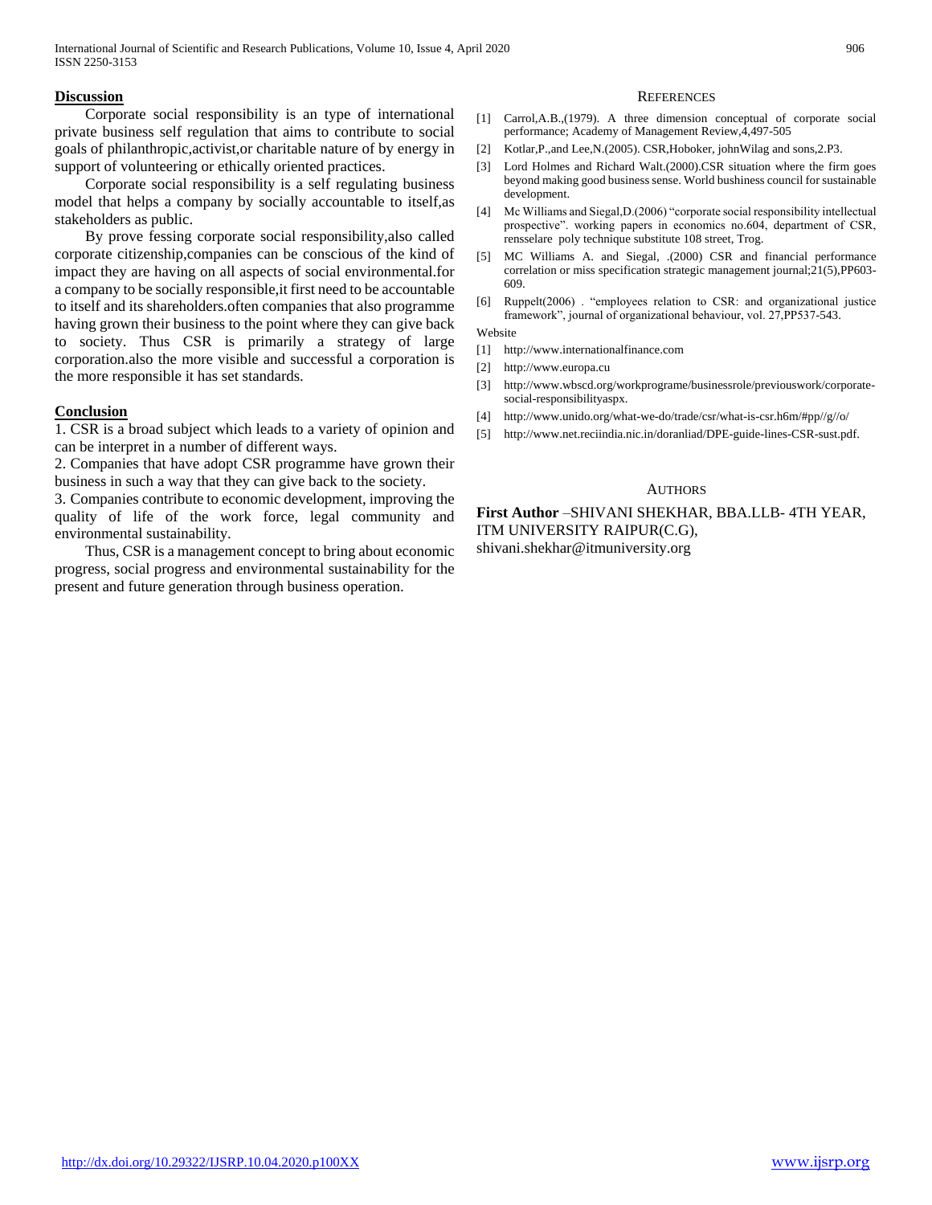## Discussion

Corporate social responsibility is an type of international private business self regulation that aims to contribute to social goals of philanthropic,activist,or charitable nature of by energy in support of volunteering or ethically oriented practices.

Corporate social responsibility is a self regulating business model that helps a company by socially accountable to itself,as stakeholders as public.

By prove fessing corporate social responsibility,also called corporate citizenship,companies can be conscious of the kind of impact they are having on all aspects of social environmental.for a company to be socially responsible,it first need to be accountable to itself and its shareholders.often companies that also programme having grown their business to the point where they can give back to society. Thus CSR is primarily a strategy of large corporation.also the more visible and successful a corporation is the more responsible it has set standards.

## Conclusion

1. CSR is a broad subject which leads to a variety of opinion and can be interpret in a number of different ways.
2. Companies that have adopt CSR programme have grown their business in such a way that they can give back to the society.
3. Companies contribute to economic development, improving the quality of life of the work force, legal community and environmental sustainability.

Thus, CSR is a management concept to bring about economic progress, social progress and environmental sustainability for the present and future generation through business operation.

## References

[1] Carrol,A.B.,(1979). A three dimension conceptual of corporate social performance; Academy of Management Review,4,497-505

[2] Kotlar,P.,and Lee,N.(2005). CSR,Hoboker, johnWilag and sons,2.P3.

[3] Lord Holmes and Richard Walt.(2000).CSR situation where the firm goes beyond making good business sense. World bushiness council for sustainable development.

[4] Mc Williams and Siegal,D.(2006) "corporate social responsibility intellectual prospective". working papers in economics no.604, department of CSR, rensselare poly technique substitute 108 street, Trog.

[5] MC Williams A. and Siegal, .(2000) CSR and financial performance correlation or miss specification strategic management journal;21(5),PP603-609.

[6] Ruppelt(2006) . "employees relation to CSR: and organizational justice framework", journal of organizational behaviour, vol. 27,PP537-543.

Website

[1] http://www.internationalfinance.com

[2] http://www.europa.cu

[3] http://www.wbscd.org/workprograme/businessrole/previouswork/corporate-social-responsibilityaspx.

[4] http://www.unido.org/what-we-do/trade/csr/what-is-csr.h6m/#pp//g//o/

[5] http://www.net.reciindia.nic.in/doranliad/DPE-guide-lines-CSR-sust.pdf.

## Authors

**First Author** –SHIVANI SHEKHAR, BBA.LLB- 4TH YEAR, ITM UNIVERSITY RAIPUR(C.G), shivani.shekhar@itmuniversity.org